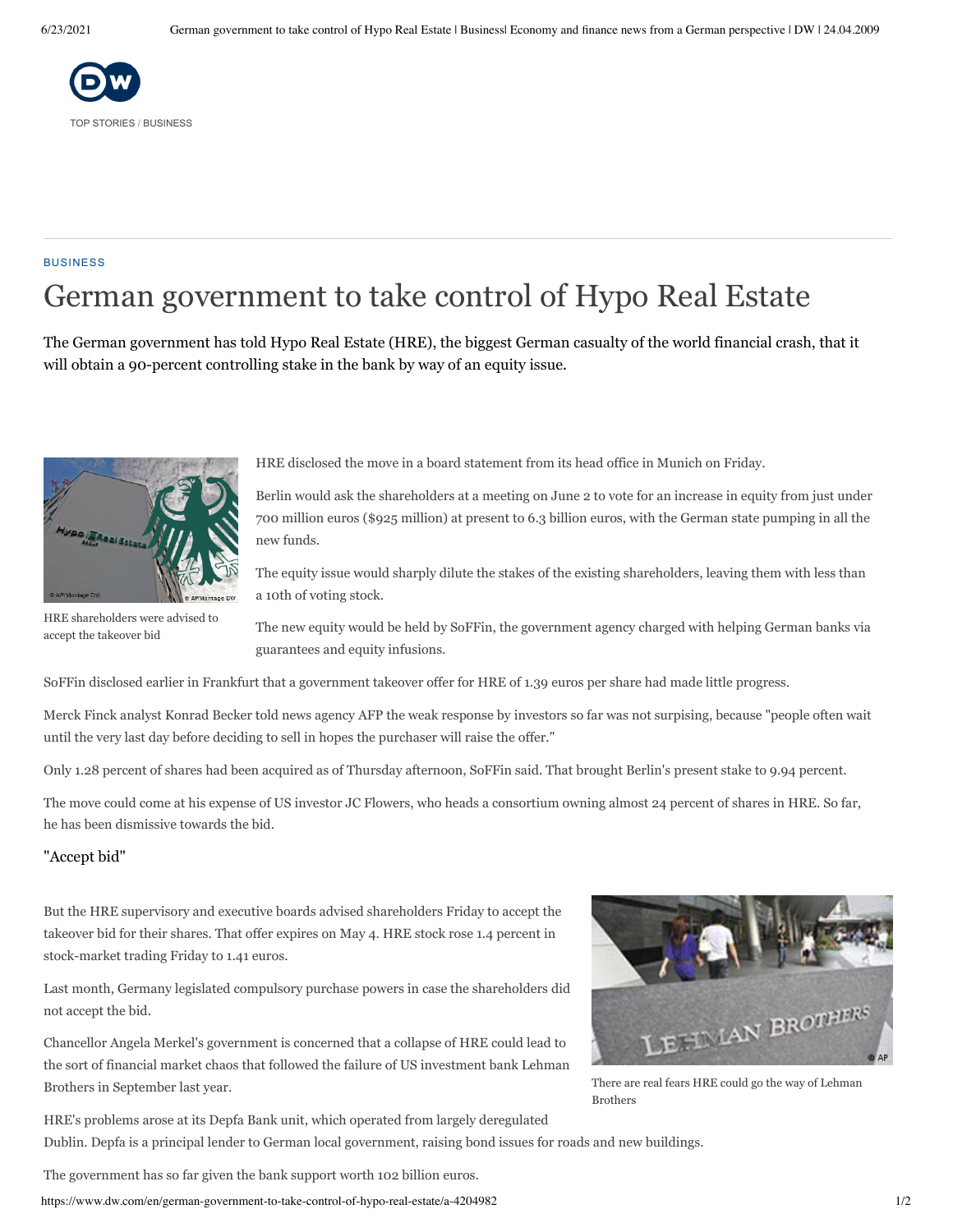TOP STORIES / BUSINESS

BUSINESS

# German government to take control of Hypo Real Estate

**The German government has told Hypo Real Estate (HRE), the biggest German casualty of the world financial crash, that it will obtain a 90-percent controlling stake in the bank by way of an equity issue.**

HRE shareholders were advised to accept the takeover bid

HRE disclosed the move in a board statement from its head office in Munich on Friday.

Berlin would ask the shareholders at a meeting on June 2 to vote for an increase in equity from just under 700 million euros ($925 million) at present to 6.3 billion euros, with the German state pumping in all the new funds.

The equity issue would sharply dilute the stakes of the existing shareholders, leaving them with less than a 10th of voting stock.

The new equity would be held by SoFFin, the government agency charged with helping German banks via guarantees and equity infusions.

SoFFin disclosed earlier in Frankfurt that a government takeover offer for HRE of 1.39 euros per share had made little progress.

Merck Finck analyst Konrad Becker told news agency AFP the weak response by investors so far was not surpising, because "people often wait until the very last day before deciding to sell in hopes the purchaser will raise the offer."

Only 1.28 percent of shares had been acquired as of Thursday afternoon, SoFFin said. That brought Berlin's present stake to 9.94 percent.

The move could come at his expense of US investor JC Flowers, who heads a consortium owning almost 24 percent of shares in HRE. So far, he has been dismissive towards the bid.

## "Accept bid"

But the HRE supervisory and executive boards advised shareholders Friday to accept the takeover bid for their shares. That offer expires on May 4. HRE stock rose 1.4 percent in stock-market trading Friday to 1.41 euros.

Last month, Germany legislated compulsory purchase powers in case the shareholders did not accept the bid.

Chancellor Angela Merkel's government is concerned that a collapse of HRE could lead to the sort of financial market chaos that followed the failure of US investment bank Lehman Brothers in September last year.

There are real fears HRE could go the way of Lehman Brothers

HRE's problems arose at its Depfa Bank unit, which operated from largely deregulated Dublin. Depfa is a principal lender to German local government, raising bond issues for roads and new buildings.

The government has so far given the bank support worth 102 billion euros.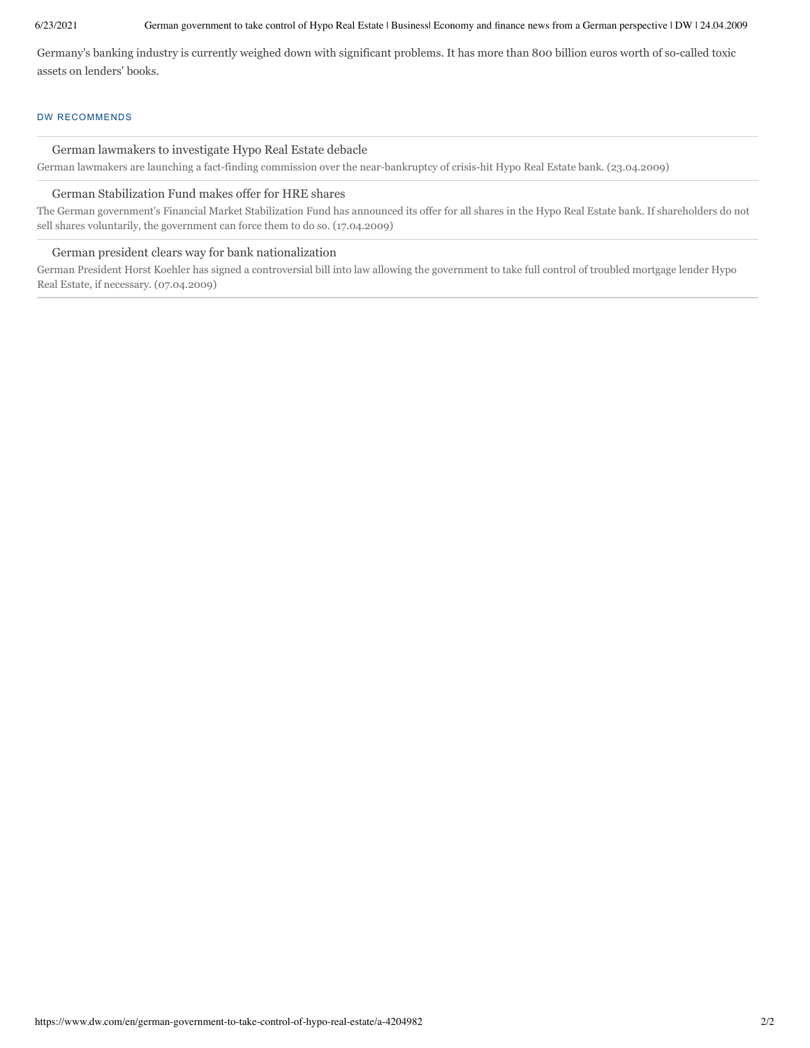Germany's banking industry is currently weighed down with significant problems. It has more than 800 billion euros worth of so-called toxic assets on lenders' books.

DW RECOMMENDS

**German lawmakers to investigate Hypo Real Estate debacle**

German lawmakers are launching a fact-finding commission over the near-bankruptcy of crisis-hit Hypo Real Estate bank. (23.04.2009)

**German Stabilization Fund makes offer for HRE shares**

The German government's Financial Market Stabilization Fund has announced its offer for all shares in the Hypo Real Estate bank. If shareholders do not sell shares voluntarily, the government can force them to do so. (17.04.2009)

**German president clears way for bank nationalization**

German President Horst Koehler has signed a controversial bill into law allowing the government to take full control of troubled mortgage lender Hypo Real Estate, if necessary. (07.04.2009)